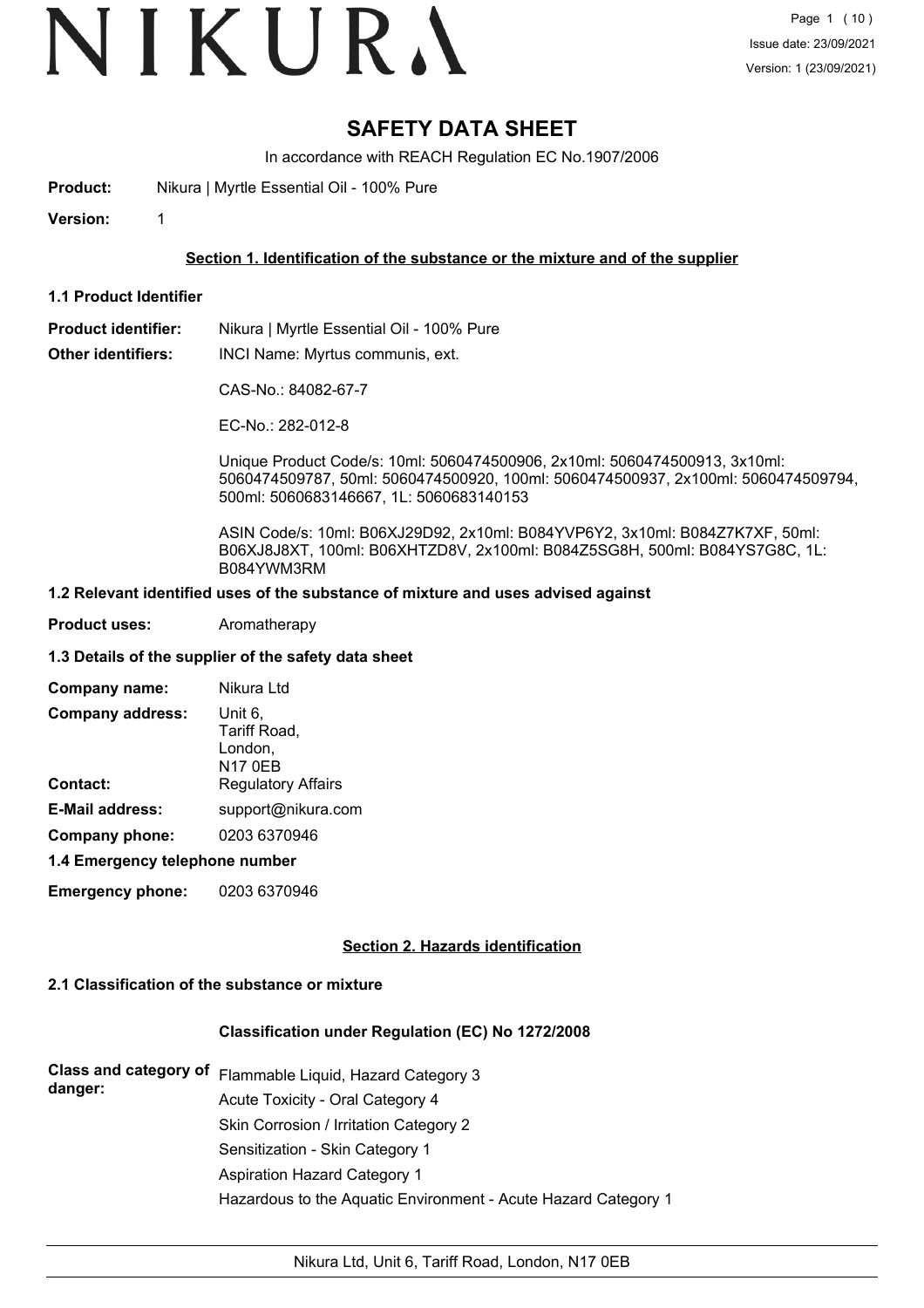# SAFETY DATA SHEET

In accordance with REACH Regulation EC No.1907/2006

**Product:** Nikura | Myrtle Essential Oil - 100% Pure

**Version:** 1

## Section 1. Identification of the substance or the mixture and of the supplier

### 1.1 Product Identifier

**Product identifier:** Nikura | Myrtle Essential Oil - 100% Pure

**Other identifiers:** INCI Name: Myrtus communis, ext.

CAS-No.: 84082-67-7

EC-No.: 282-012-8

Unique Product Code/s: 10ml: 5060474500906, 2x10ml: 5060474500913, 3x10ml: 5060474509787, 50ml: 5060474500920, 100ml: 5060474500937, 2x100ml: 5060474509794, 500ml: 5060683146667, 1L: 5060683140153

ASIN Code/s: 10ml: B06XJ29D92, 2x10ml: B084YVP6Y2, 3x10ml: B084Z7K7XF, 50ml: B06XJ8J8XT, 100ml: B06XHTZD8V, 2x100ml: B084Z5SG8H, 500ml: B084YS7G8C, 1L: B084YWM3RM

### 1.2 Relevant identified uses of the substance of mixture and uses advised against

**Product uses:** Aromatherapy

### 1.3 Details of the supplier of the safety data sheet

**Company name:** Nikura Ltd

**Company address:** Unit 6, Tariff Road, London, N17 0EB

**Contact:** Regulatory Affairs

**E-Mail address:** support@nikura.com

**Company phone:** 0203 6370946

### 1.4 Emergency telephone number

**Emergency phone:** 0203 6370946

## Section 2. Hazards identification

### 2.1 Classification of the substance or mixture

**Classification under Regulation (EC) No 1272/2008**

**Class and category of danger:**

Flammable Liquid, Hazard Category 3

Acute Toxicity - Oral Category 4

Skin Corrosion / Irritation Category 2

Sensitization - Skin Category 1

Aspiration Hazard Category 1

Hazardous to the Aquatic Environment - Acute Hazard Category 1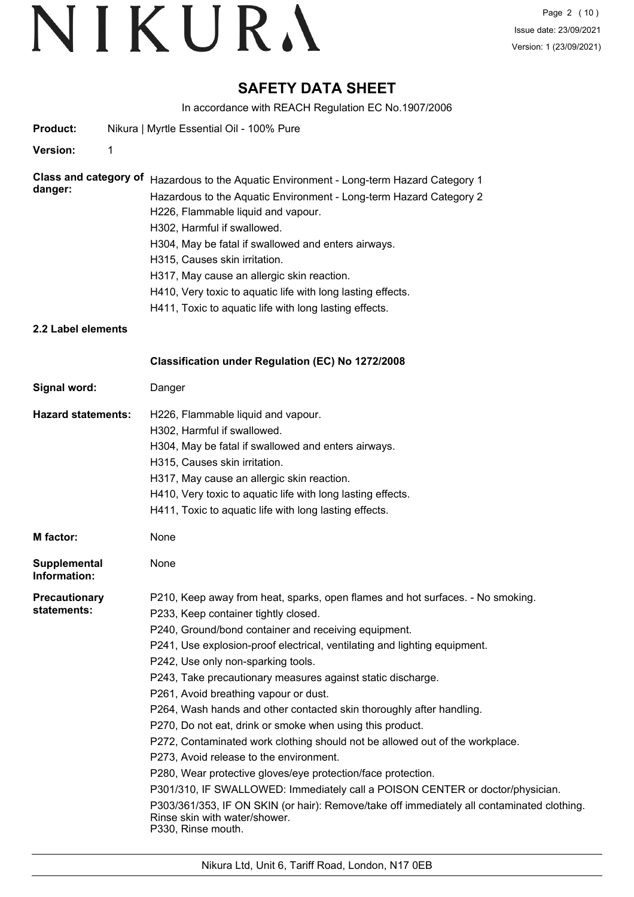# SAFETY DATA SHEET

In accordance with REACH Regulation EC No.1907/2006

**Product:** Nikura | Myrtle Essential Oil - 100% Pure

**Version:** 1

**Class and category of danger:**
Hazardous to the Aquatic Environment - Long-term Hazard Category 1
Hazardous to the Aquatic Environment - Long-term Hazard Category 2
H226, Flammable liquid and vapour.
H302, Harmful if swallowed.
H304, May be fatal if swallowed and enters airways.
H315, Causes skin irritation.
H317, May cause an allergic skin reaction.
H410, Very toxic to aquatic life with long lasting effects.
H411, Toxic to aquatic life with long lasting effects.

## 2.2 Label elements

**Classification under Regulation (EC) No 1272/2008**

**Signal word:** Danger

**Hazard statements:**
H226, Flammable liquid and vapour.
H302, Harmful if swallowed.
H304, May be fatal if swallowed and enters airways.
H315, Causes skin irritation.
H317, May cause an allergic skin reaction.
H410, Very toxic to aquatic life with long lasting effects.
H411, Toxic to aquatic life with long lasting effects.

**M factor:** None

**Supplemental Information:** None

**Precautionary statements:**
P210, Keep away from heat, sparks, open flames and hot surfaces. - No smoking.
P233, Keep container tightly closed.
P240, Ground/bond container and receiving equipment.
P241, Use explosion-proof electrical, ventilating and lighting equipment.
P242, Use only non-sparking tools.
P243, Take precautionary measures against static discharge.
P261, Avoid breathing vapour or dust.
P264, Wash hands and other contacted skin thoroughly after handling.
P270, Do not eat, drink or smoke when using this product.
P272, Contaminated work clothing should not be allowed out of the workplace.
P273, Avoid release to the environment.
P280, Wear protective gloves/eye protection/face protection.
P301/310, IF SWALLOWED: Immediately call a POISON CENTER or doctor/physician.
P303/361/353, IF ON SKIN (or hair): Remove/take off immediately all contaminated clothing. Rinse skin with water/shower.
P330, Rinse mouth.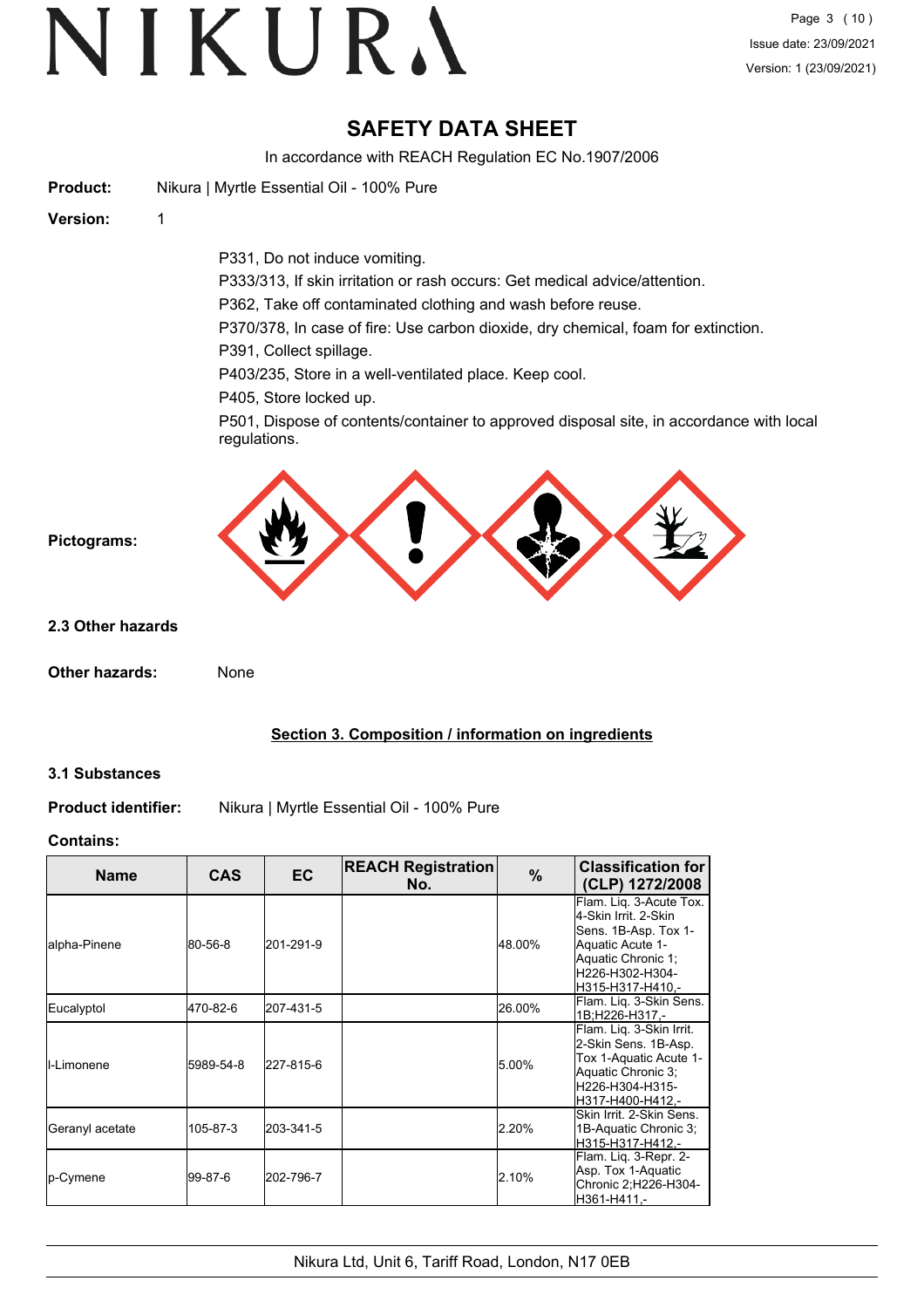# SAFETY DATA SHEET

In accordance with REACH Regulation EC No.1907/2006

**Product:** Nikura | Myrtle Essential Oil - 100% Pure

**Version:** 1

P331, Do not induce vomiting.
P333/313, If skin irritation or rash occurs: Get medical advice/attention.
P362, Take off contaminated clothing and wash before reuse.
P370/378, In case of fire: Use carbon dioxide, dry chemical, foam for extinction.
P391, Collect spillage.
P403/235, Store in a well-ventilated place. Keep cool.
P405, Store locked up.
P501, Dispose of contents/container to approved disposal site, in accordance with local regulations.

**Pictograms:**

**2.3 Other hazards**

**Other hazards:** None

## Section 3. Composition / information on ingredients

**3.1 Substances**

**Product identifier:** Nikura | Myrtle Essential Oil - 100% Pure

**Contains:**

| Name | CAS | EC | REACH Registration No. | % | Classification for (CLP) 1272/2008 |
|---|---|---|---|---|---|
| alpha-Pinene | 80-56-8 | 201-291-9 | | 48.00% | Flam. Liq. 3-Acute Tox. 4-Skin Irrit. 2-Skin Sens. 1B-Asp. Tox 1-Aquatic Acute 1-Aquatic Chronic 1;H226-H302-H304-H315-H317-H410,- |
| Eucalyptol | 470-82-6 | 207-431-5 | | 26.00% | Flam. Liq. 3-Skin Sens. 1B;H226-H317,- |
| l-Limonene | 5989-54-8 | 227-815-6 | | 5.00% | Flam. Liq. 3-Skin Irrit. 2-Skin Sens. 1B-Asp. Tox 1-Aquatic Acute 1-Aquatic Chronic 3;H226-H304-H315-H317-H400-H412,- |
| Geranyl acetate | 105-87-3 | 203-341-5 | | 2.20% | Skin Irrit. 2-Skin Sens. 1B-Aquatic Chronic 3;H315-H317-H412,- |
| p-Cymene | 99-87-6 | 202-796-7 | | 2.10% | Flam. Liq. 3-Repr. 2-Asp. Tox 1-Aquatic Chronic 2;H226-H304-H361-H411,- |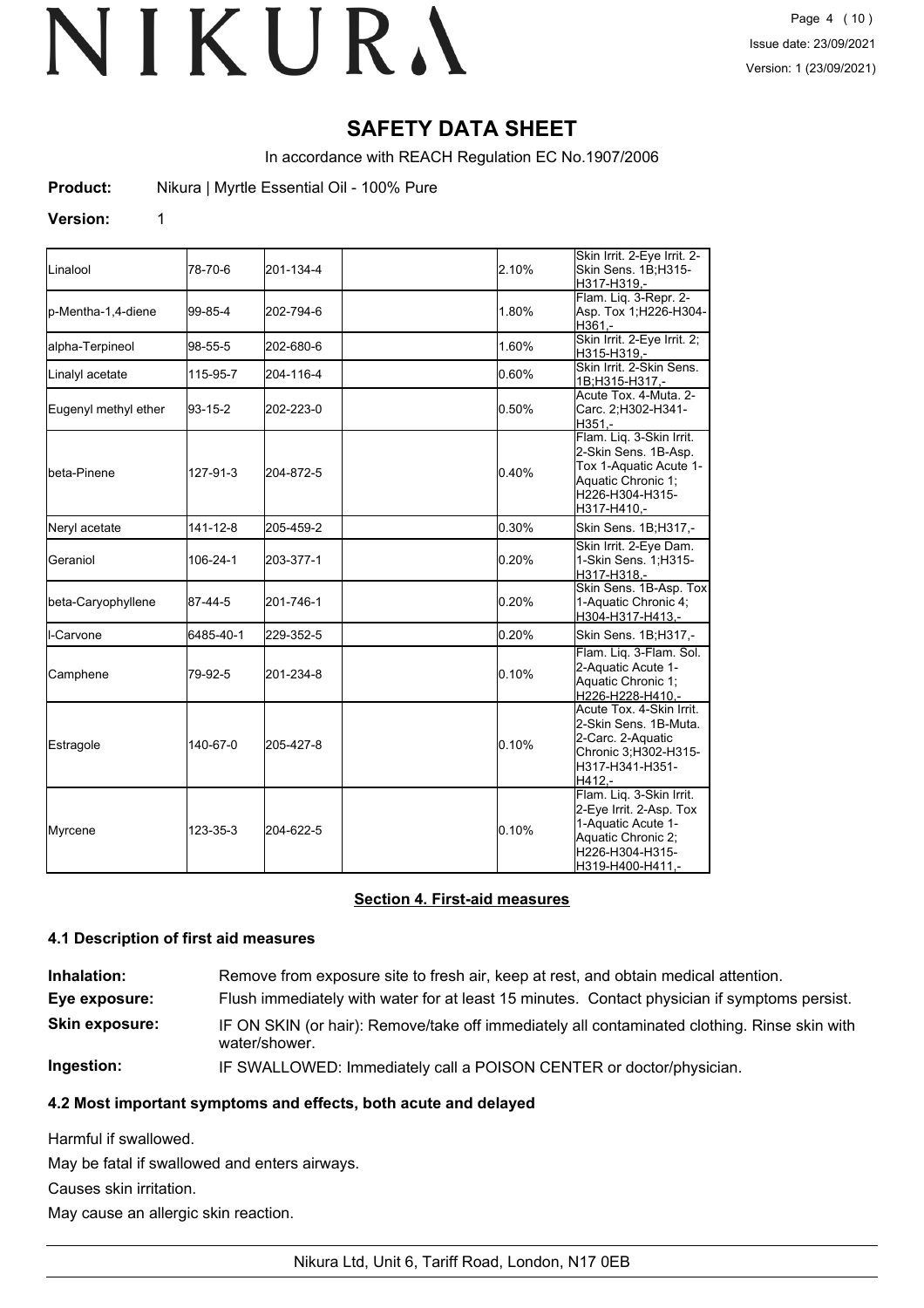# SAFETY DATA SHEET

In accordance with REACH Regulation EC No.1907/2006

**Product:** Nikura | Myrtle Essential Oil - 100% Pure

**Version:** 1

| | | | | | |
|---|---|---|---|---|---|
| Linalool | 78-70-6 | 201-134-4 | | 2.10% | Skin Irrit. 2-Eye Irrit. 2-Skin Sens. 1B;H315-H317-H319,- |
| p-Mentha-1,4-diene | 99-85-4 | 202-794-6 | | 1.80% | Flam. Liq. 3-Repr. 2-Asp. Tox 1;H226-H304-H361,- |
| alpha-Terpineol | 98-55-5 | 202-680-6 | | 1.60% | Skin Irrit. 2-Eye Irrit. 2;H315-H319,- |
| Linalyl acetate | 115-95-7 | 204-116-4 | | 0.60% | Skin Irrit. 2-Skin Sens. 1B;H315-H317,- |
| Eugenyl methyl ether | 93-15-2 | 202-223-0 | | 0.50% | Acute Tox. 4-Muta. 2-Carc. 2;H302-H341-H351,- |
| beta-Pinene | 127-91-3 | 204-872-5 | | 0.40% | Flam. Liq. 3-Skin Irrit. 2-Skin Sens. 1B-Asp. Tox 1-Aquatic Acute 1-Aquatic Chronic 1;H226-H304-H315-H317-H410,- |
| Neryl acetate | 141-12-8 | 205-459-2 | | 0.30% | Skin Sens. 1B;H317,- |
| Geraniol | 106-24-1 | 203-377-1 | | 0.20% | Skin Irrit. 2-Eye Dam. 1-Skin Sens. 1;H315-H317-H318,- |
| beta-Caryophyllene | 87-44-5 | 201-746-1 | | 0.20% | Skin Sens. 1B-Asp. Tox 1-Aquatic Chronic 4;H304-H317-H413,- |
| l-Carvone | 6485-40-1 | 229-352-5 | | 0.20% | Skin Sens. 1B;H317,- |
| Camphene | 79-92-5 | 201-234-8 | | 0.10% | Flam. Liq. 3-Flam. Sol. 2-Aquatic Acute 1-Aquatic Chronic 1;H226-H228-H410,- |
| Estragole | 140-67-0 | 205-427-8 | | 0.10% | Acute Tox. 4-Skin Irrit. 2-Skin Sens. 1B-Muta. 2-Carc. 2-Aquatic Chronic 3;H302-H315-H317-H341-H351-H412,- |
| Myrcene | 123-35-3 | 204-622-5 | | 0.10% | Flam. Liq. 3-Skin Irrit. 2-Eye Irrit. 2-Asp. Tox 1-Aquatic Acute 1-Aquatic Chronic 2;H226-H304-H315-H319-H400-H411,- |

## Section 4. First-aid measures

### 4.1 Description of first aid measures

**Inhalation:** Remove from exposure site to fresh air, keep at rest, and obtain medical attention.

**Eye exposure:** Flush immediately with water for at least 15 minutes. Contact physician if symptoms persist.

**Skin exposure:** IF ON SKIN (or hair): Remove/take off immediately all contaminated clothing. Rinse skin with water/shower.

**Ingestion:** IF SWALLOWED: Immediately call a POISON CENTER or doctor/physician.

### 4.2 Most important symptoms and effects, both acute and delayed

Harmful if swallowed.

May be fatal if swallowed and enters airways.

Causes skin irritation.

May cause an allergic skin reaction.

Nikura Ltd, Unit 6, Tariff Road, London, N17 0EB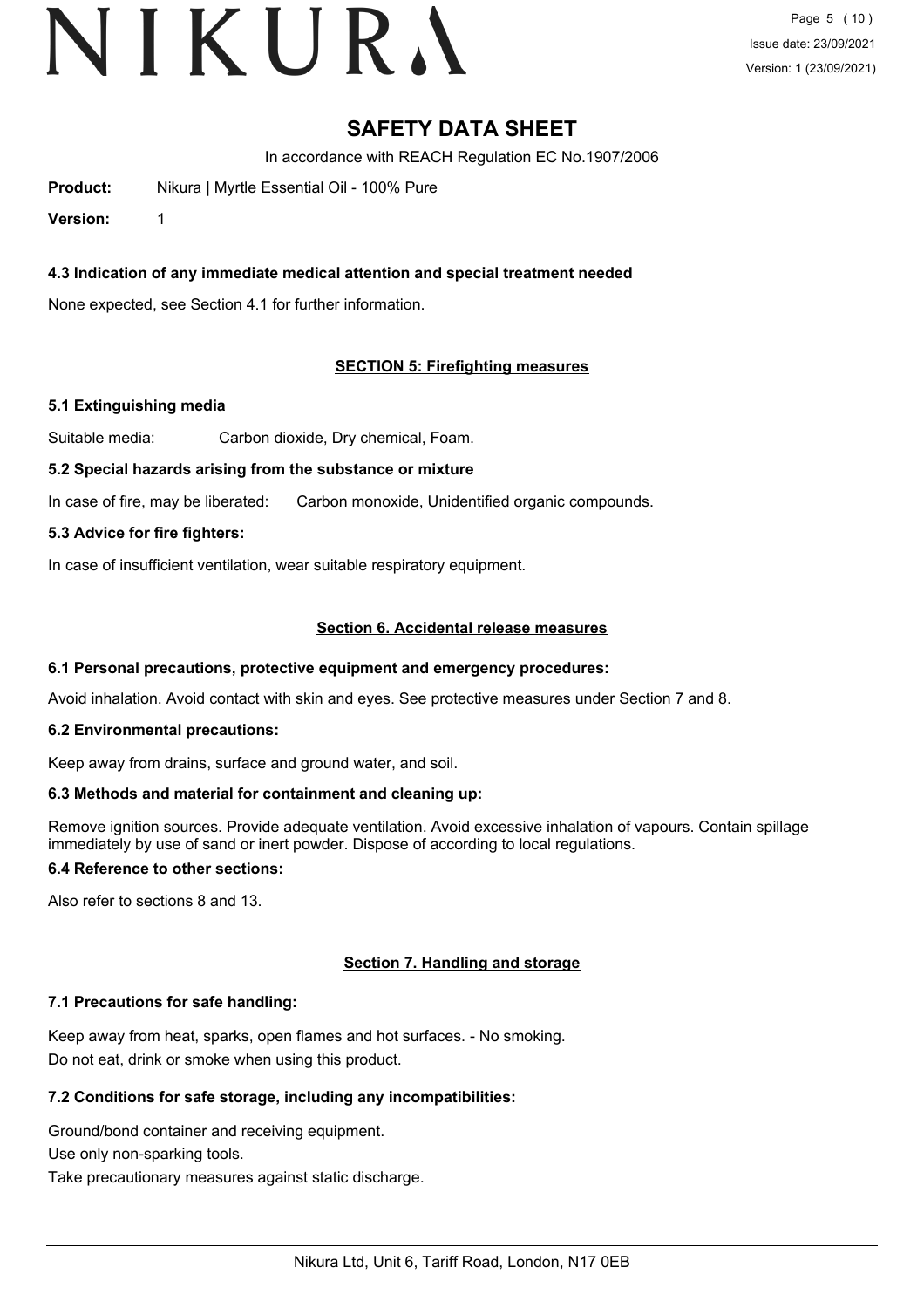# SAFETY DATA SHEET

In accordance with REACH Regulation EC No.1907/2006

**Product:** Nikura | Myrtle Essential Oil - 100% Pure

**Version:** 1

### 4.3 Indication of any immediate medical attention and special treatment needed

None expected, see Section 4.1 for further information.

## SECTION 5: Firefighting measures

### 5.1 Extinguishing media

Suitable media: Carbon dioxide, Dry chemical, Foam.

### 5.2 Special hazards arising from the substance or mixture

In case of fire, may be liberated: Carbon monoxide, Unidentified organic compounds.

### 5.3 Advice for fire fighters:

In case of insufficient ventilation, wear suitable respiratory equipment.

## Section 6. Accidental release measures

### 6.1 Personal precautions, protective equipment and emergency procedures:

Avoid inhalation. Avoid contact with skin and eyes. See protective measures under Section 7 and 8.

### 6.2 Environmental precautions:

Keep away from drains, surface and ground water, and soil.

### 6.3 Methods and material for containment and cleaning up:

Remove ignition sources. Provide adequate ventilation. Avoid excessive inhalation of vapours. Contain spillage immediately by use of sand or inert powder. Dispose of according to local regulations.

### 6.4 Reference to other sections:

Also refer to sections 8 and 13.

## Section 7. Handling and storage

### 7.1 Precautions for safe handling:

Keep away from heat, sparks, open flames and hot surfaces. - No smoking.
Do not eat, drink or smoke when using this product.

### 7.2 Conditions for safe storage, including any incompatibilities:

Ground/bond container and receiving equipment.
Use only non-sparking tools.
Take precautionary measures against static discharge.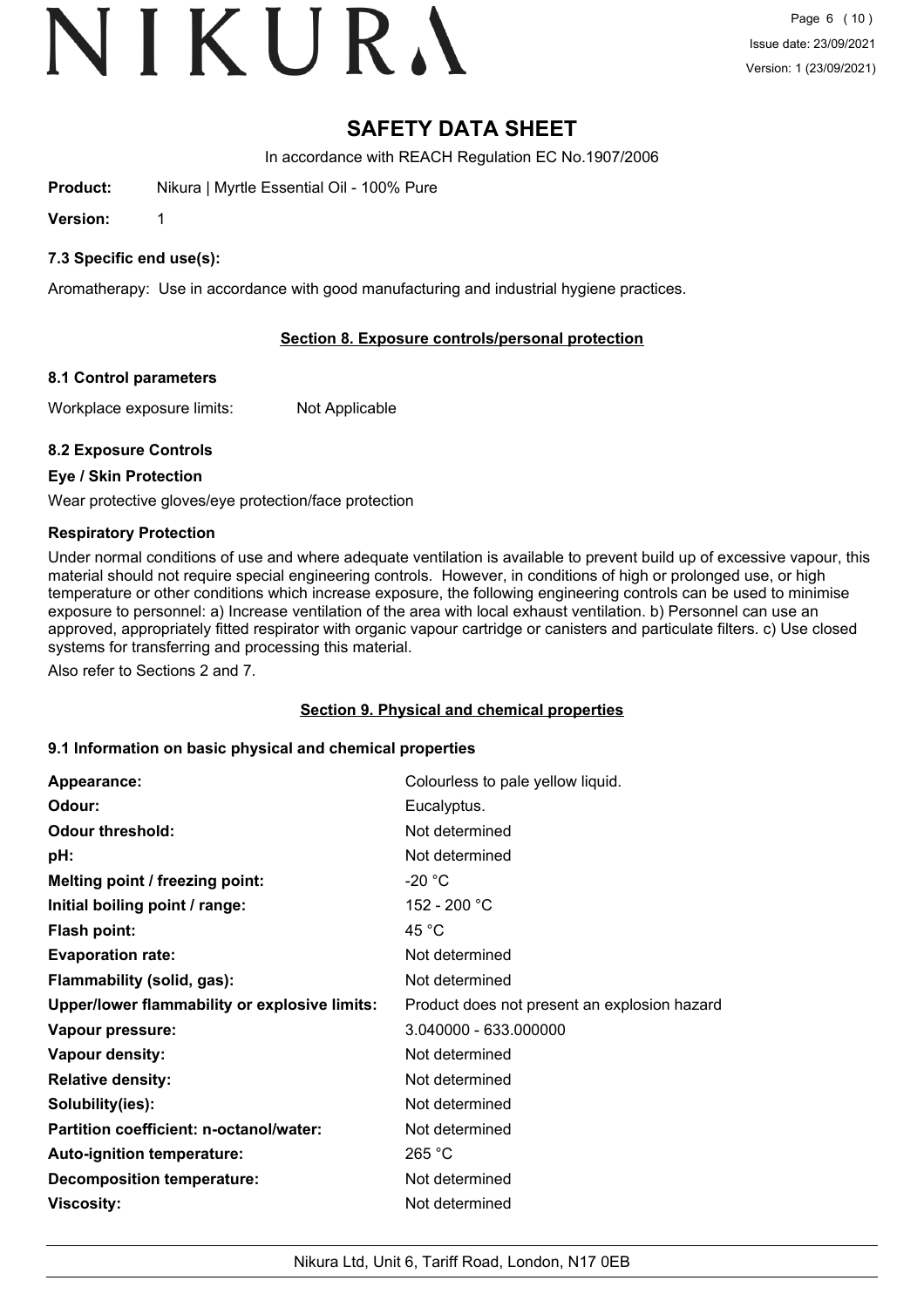# SAFETY DATA SHEET

In accordance with REACH Regulation EC No.1907/2006

**Product:** Nikura | Myrtle Essential Oil - 100% Pure

**Version:** 1

### 7.3 Specific end use(s):

Aromatherapy: Use in accordance with good manufacturing and industrial hygiene practices.

## Section 8. Exposure controls/personal protection

### 8.1 Control parameters

Workplace exposure limits: Not Applicable

### 8.2 Exposure Controls

**Eye / Skin Protection**

Wear protective gloves/eye protection/face protection

**Respiratory Protection**

Under normal conditions of use and where adequate ventilation is available to prevent build up of excessive vapour, this material should not require special engineering controls. However, in conditions of high or prolonged use, or high temperature or other conditions which increase exposure, the following engineering controls can be used to minimise exposure to personnel: a) Increase ventilation of the area with local exhaust ventilation. b) Personnel can use an approved, appropriately fitted respirator with organic vapour cartridge or canisters and particulate filters. c) Use closed systems for transferring and processing this material.

Also refer to Sections 2 and 7.

## Section 9. Physical and chemical properties

### 9.1 Information on basic physical and chemical properties

| | |
|---|---|
| **Appearance:** | Colourless to pale yellow liquid. |
| **Odour:** | Eucalyptus. |
| **Odour threshold:** | Not determined |
| **pH:** | Not determined |
| **Melting point / freezing point:** | -20 °C |
| **Initial boiling point / range:** | 152 - 200 °C |
| **Flash point:** | 45 °C |
| **Evaporation rate:** | Not determined |
| **Flammability (solid, gas):** | Not determined |
| **Upper/lower flammability or explosive limits:** | Product does not present an explosion hazard |
| **Vapour pressure:** | 3.040000 - 633.000000 |
| **Vapour density:** | Not determined |
| **Relative density:** | Not determined |
| **Solubility(ies):** | Not determined |
| **Partition coefficient: n-octanol/water:** | Not determined |
| **Auto-ignition temperature:** | 265 °C |
| **Decomposition temperature:** | Not determined |
| **Viscosity:** | Not determined |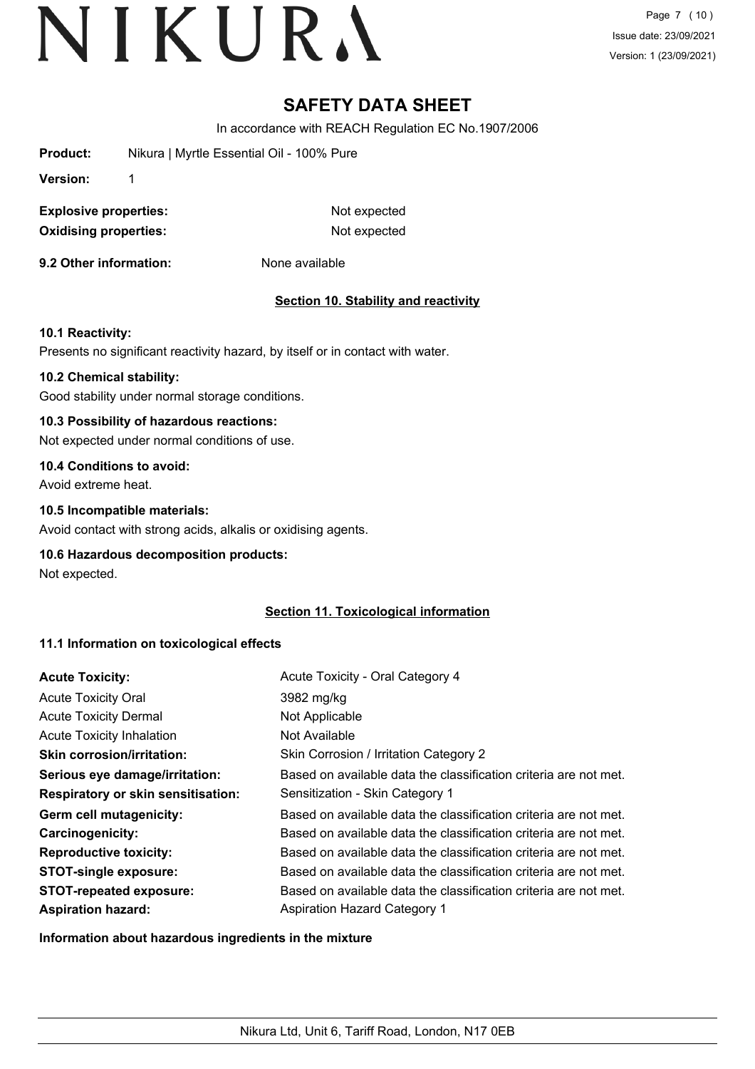**Product:** Nikura | Myrtle Essential Oil - 100% Pure

**Version:** 1

**Explosive properties:** Not expected

**Oxidising properties:** Not expected

**9.2 Other information:** None available

## Section 10. Stability and reactivity

**10.1 Reactivity:**

Presents no significant reactivity hazard, by itself or in contact with water.

**10.2 Chemical stability:**

Good stability under normal storage conditions.

**10.3 Possibility of hazardous reactions:**

Not expected under normal conditions of use.

**10.4 Conditions to avoid:**

Avoid extreme heat.

**10.5 Incompatible materials:**

Avoid contact with strong acids, alkalis or oxidising agents.

**10.6 Hazardous decomposition products:**

Not expected.

## Section 11. Toxicological information

**11.1 Information on toxicological effects**

| | |
|---|---|
| **Acute Toxicity:** | Acute Toxicity - Oral Category 4 |
| Acute Toxicity Oral | 3982 mg/kg |
| Acute Toxicity Dermal | Not Applicable |
| Acute Toxicity Inhalation | Not Available |
| **Skin corrosion/irritation:** | Skin Corrosion / Irritation Category 2 |
| **Serious eye damage/irritation:** | Based on available data the classification criteria are not met. |
| **Respiratory or skin sensitisation:** | Sensitization - Skin Category 1 |
| **Germ cell mutagenicity:** | Based on available data the classification criteria are not met. |
| **Carcinogenicity:** | Based on available data the classification criteria are not met. |
| **Reproductive toxicity:** | Based on available data the classification criteria are not met. |
| **STOT-single exposure:** | Based on available data the classification criteria are not met. |
| **STOT-repeated exposure:** | Based on available data the classification criteria are not met. |
| **Aspiration hazard:** | Aspiration Hazard Category 1 |

**Information about hazardous ingredients in the mixture**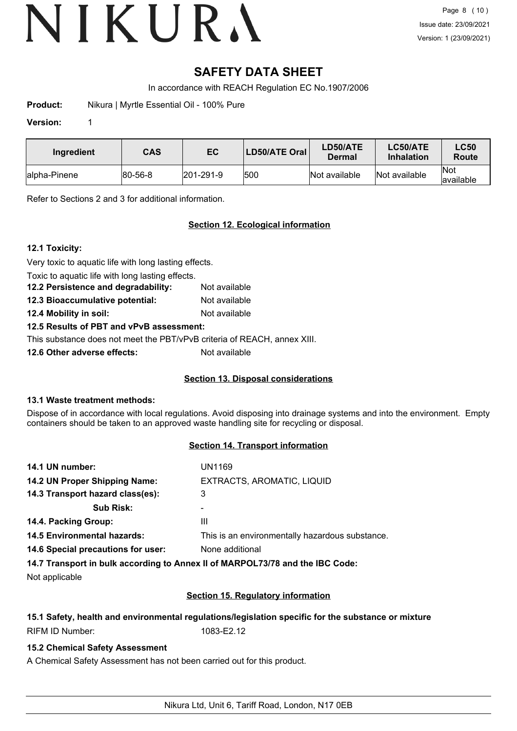# SAFETY DATA SHEET

In accordance with REACH Regulation EC No.1907/2006

**Product:** Nikura | Myrtle Essential Oil - 100% Pure

**Version:** 1

| Ingredient | CAS | EC | LD50/ATE Oral | LD50/ATE Dermal | LC50/ATE Inhalation | LC50 Route |
|---|---|---|---|---|---|---|
| alpha-Pinene | 80-56-8 | 201-291-9 | 500 | Not available | Not available | Not available |

Refer to Sections 2 and 3 for additional information.

## Section 12. Ecological information

**12.1 Toxicity:**

Very toxic to aquatic life with long lasting effects.

Toxic to aquatic life with long lasting effects.

**12.2 Persistence and degradability:** Not available

**12.3 Bioaccumulative potential:** Not available

**12.4 Mobility in soil:** Not available

**12.5 Results of PBT and vPvB assessment:**

This substance does not meet the PBT/vPvB criteria of REACH, annex XIII.

**12.6 Other adverse effects:** Not available

## Section 13. Disposal considerations

**13.1 Waste treatment methods:**

Dispose of in accordance with local regulations. Avoid disposing into drainage systems and into the environment. Empty containers should be taken to an approved waste handling site for recycling or disposal.

## Section 14. Transport information

**14.1 UN number:** UN1169

**14.2 UN Proper Shipping Name:** EXTRACTS, AROMATIC, LIQUID

**14.3 Transport hazard class(es):** 3

**Sub Risk:** -

**14.4. Packing Group:** III

**14.5 Environmental hazards:** This is an environmentally hazardous substance.

**14.6 Special precautions for user:** None additional

**14.7 Transport in bulk according to Annex II of MARPOL73/78 and the IBC Code:**

Not applicable

## Section 15. Regulatory information

**15.1 Safety, health and environmental regulations/legislation specific for the substance or mixture**

RIFM ID Number: 1083-E2.12

**15.2 Chemical Safety Assessment**

A Chemical Safety Assessment has not been carried out for this product.

Nikura Ltd, Unit 6, Tariff Road, London, N17 0EB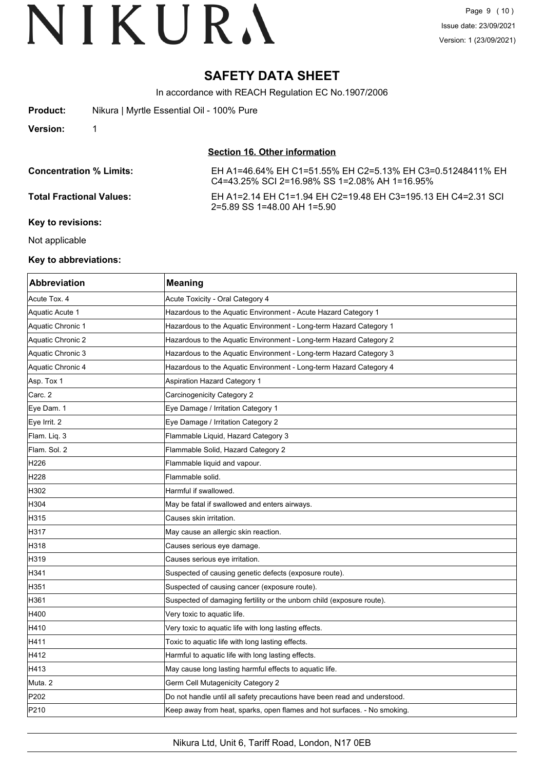# SAFETY DATA SHEET

In accordance with REACH Regulation EC No.1907/2006

**Product:** Nikura | Myrtle Essential Oil - 100% Pure

**Version:** 1

## Section 16. Other information

**Concentration % Limits:** EH A1=46.64% EH C1=51.55% EH C2=5.13% EH C3=0.51248411% EH C4=43.25% SCI 2=16.98% SS 1=2.08% AH 1=16.95%

**Total Fractional Values:** EH A1=2.14 EH C1=1.94 EH C2=19.48 EH C3=195.13 EH C4=2.31 SCI 2=5.89 SS 1=48.00 AH 1=5.90

**Key to revisions:**

Not applicable

**Key to abbreviations:**

| Abbreviation | Meaning |
|---|---|
| Acute Tox. 4 | Acute Toxicity - Oral Category 4 |
| Aquatic Acute 1 | Hazardous to the Aquatic Environment - Acute Hazard Category 1 |
| Aquatic Chronic 1 | Hazardous to the Aquatic Environment - Long-term Hazard Category 1 |
| Aquatic Chronic 2 | Hazardous to the Aquatic Environment - Long-term Hazard Category 2 |
| Aquatic Chronic 3 | Hazardous to the Aquatic Environment - Long-term Hazard Category 3 |
| Aquatic Chronic 4 | Hazardous to the Aquatic Environment - Long-term Hazard Category 4 |
| Asp. Tox 1 | Aspiration Hazard Category 1 |
| Carc. 2 | Carcinogenicity Category 2 |
| Eye Dam. 1 | Eye Damage / Irritation Category 1 |
| Eye Irrit. 2 | Eye Damage / Irritation Category 2 |
| Flam. Liq. 3 | Flammable Liquid, Hazard Category 3 |
| Flam. Sol. 2 | Flammable Solid, Hazard Category 2 |
| H226 | Flammable liquid and vapour. |
| H228 | Flammable solid. |
| H302 | Harmful if swallowed. |
| H304 | May be fatal if swallowed and enters airways. |
| H315 | Causes skin irritation. |
| H317 | May cause an allergic skin reaction. |
| H318 | Causes serious eye damage. |
| H319 | Causes serious eye irritation. |
| H341 | Suspected of causing genetic defects (exposure route). |
| H351 | Suspected of causing cancer (exposure route). |
| H361 | Suspected of damaging fertility or the unborn child (exposure route). |
| H400 | Very toxic to aquatic life. |
| H410 | Very toxic to aquatic life with long lasting effects. |
| H411 | Toxic to aquatic life with long lasting effects. |
| H412 | Harmful to aquatic life with long lasting effects. |
| H413 | May cause long lasting harmful effects to aquatic life. |
| Muta. 2 | Germ Cell Mutagenicity Category 2 |
| P202 | Do not handle until all safety precautions have been read and understood. |
| P210 | Keep away from heat, sparks, open flames and hot surfaces. - No smoking. |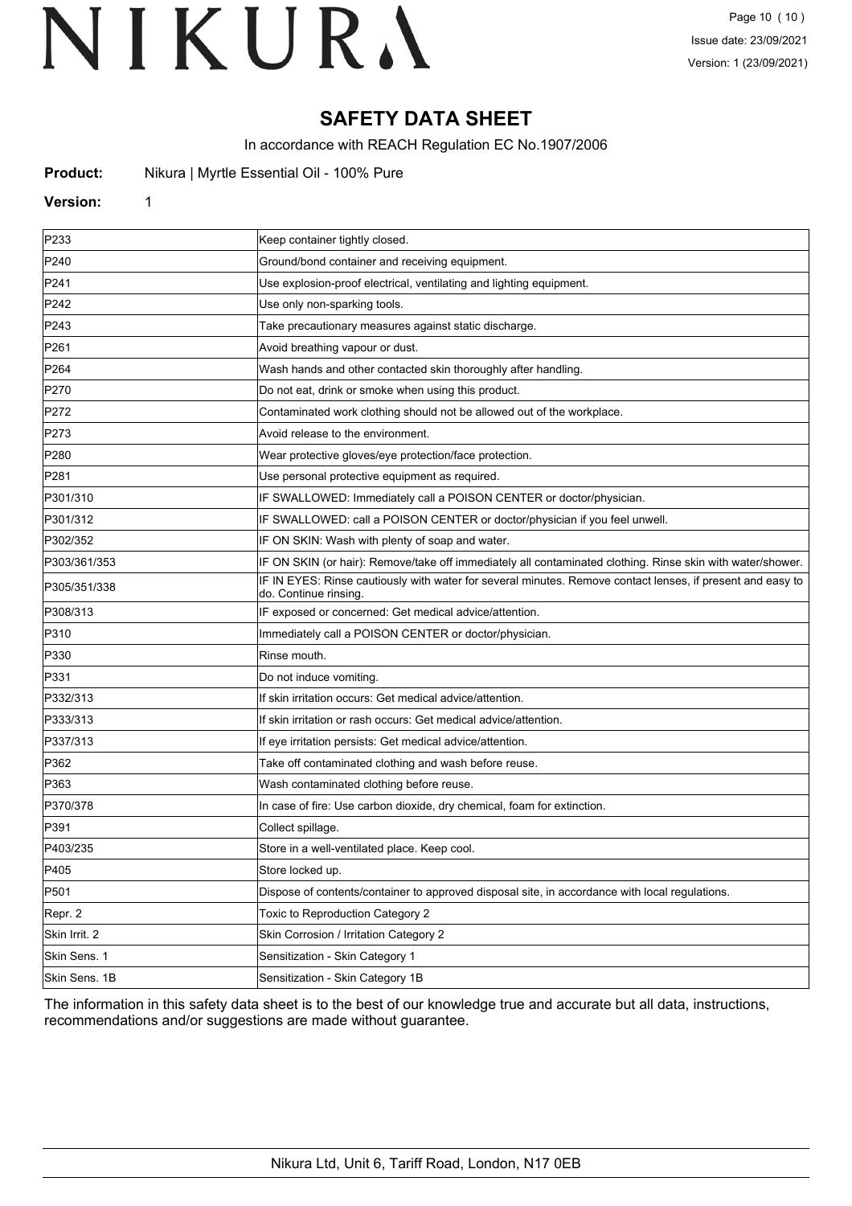## SAFETY DATA SHEET

In accordance with REACH Regulation EC No.1907/2006

**Product:** Nikura | Myrtle Essential Oil - 100% Pure

**Version:** 1

| | |
|---|---|
| P233 | Keep container tightly closed. |
| P240 | Ground/bond container and receiving equipment. |
| P241 | Use explosion-proof electrical, ventilating and lighting equipment. |
| P242 | Use only non-sparking tools. |
| P243 | Take precautionary measures against static discharge. |
| P261 | Avoid breathing vapour or dust. |
| P264 | Wash hands and other contacted skin thoroughly after handling. |
| P270 | Do not eat, drink or smoke when using this product. |
| P272 | Contaminated work clothing should not be allowed out of the workplace. |
| P273 | Avoid release to the environment. |
| P280 | Wear protective gloves/eye protection/face protection. |
| P281 | Use personal protective equipment as required. |
| P301/310 | IF SWALLOWED: Immediately call a POISON CENTER or doctor/physician. |
| P301/312 | IF SWALLOWED: call a POISON CENTER or doctor/physician if you feel unwell. |
| P302/352 | IF ON SKIN: Wash with plenty of soap and water. |
| P303/361/353 | IF ON SKIN (or hair): Remove/take off immediately all contaminated clothing. Rinse skin with water/shower. |
| P305/351/338 | IF IN EYES: Rinse cautiously with water for several minutes. Remove contact lenses, if present and easy to do. Continue rinsing. |
| P308/313 | IF exposed or concerned: Get medical advice/attention. |
| P310 | Immediately call a POISON CENTER or doctor/physician. |
| P330 | Rinse mouth. |
| P331 | Do not induce vomiting. |
| P332/313 | If skin irritation occurs: Get medical advice/attention. |
| P333/313 | If skin irritation or rash occurs: Get medical advice/attention. |
| P337/313 | If eye irritation persists: Get medical advice/attention. |
| P362 | Take off contaminated clothing and wash before reuse. |
| P363 | Wash contaminated clothing before reuse. |
| P370/378 | In case of fire: Use carbon dioxide, dry chemical, foam for extinction. |
| P391 | Collect spillage. |
| P403/235 | Store in a well-ventilated place. Keep cool. |
| P405 | Store locked up. |
| P501 | Dispose of contents/container to approved disposal site, in accordance with local regulations. |
| Repr. 2 | Toxic to Reproduction Category 2 |
| Skin Irrit. 2 | Skin Corrosion / Irritation Category 2 |
| Skin Sens. 1 | Sensitization - Skin Category 1 |
| Skin Sens. 1B | Sensitization - Skin Category 1B |

The information in this safety data sheet is to the best of our knowledge true and accurate but all data, instructions, recommendations and/or suggestions are made without guarantee.